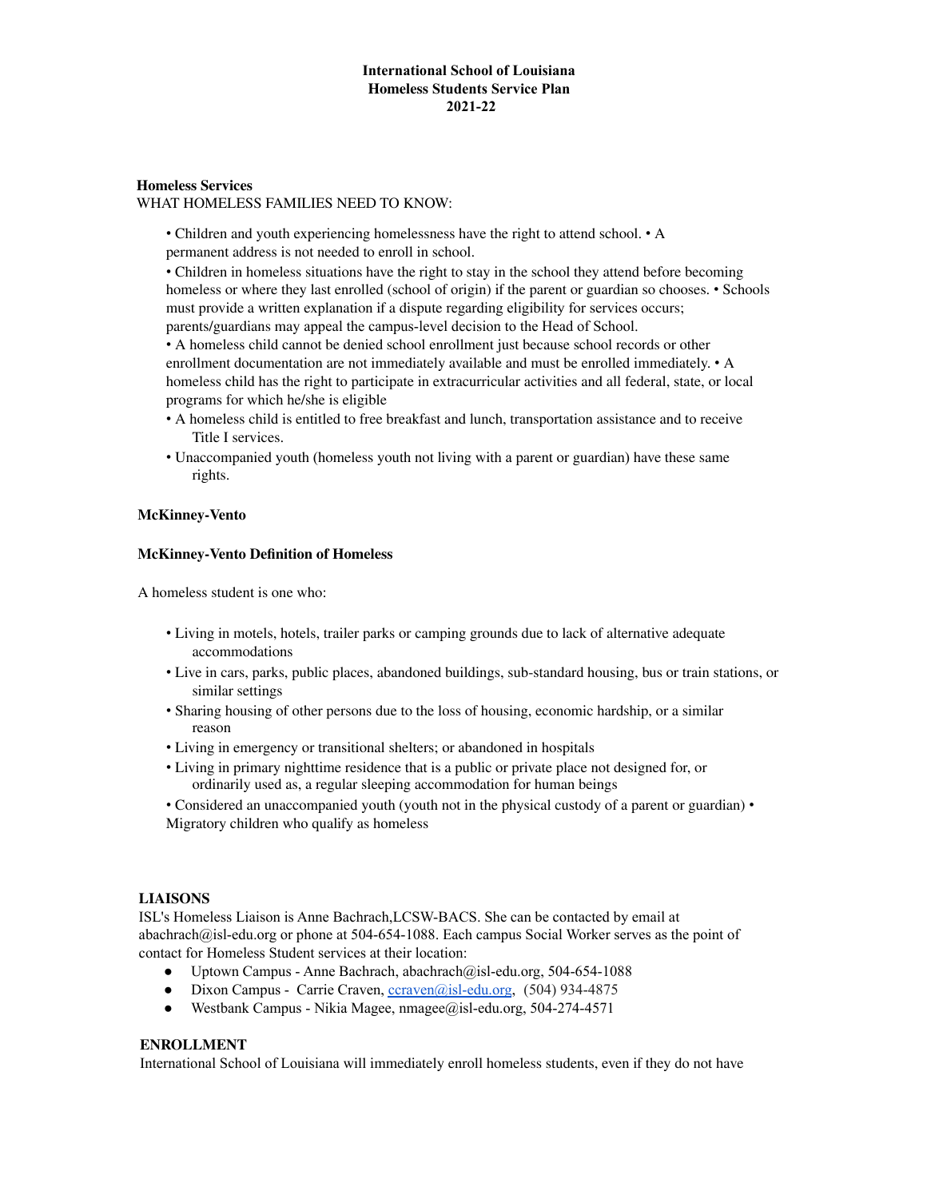**International School of Louisiana**
**Homeless Students Service Plan**
**2021-22**

**Homeless Services**

WHAT HOMELESS FAMILIES NEED TO KNOW:

- Children and youth experiencing homelessness have the right to attend school.
- A permanent address is not needed to enroll in school.
- Children in homeless situations have the right to stay in the school they attend before becoming homeless or where they last enrolled (school of origin) if the parent or guardian so chooses.
- Schools must provide a written explanation if a dispute regarding eligibility for services occurs; parents/guardians may appeal the campus-level decision to the Head of School.
- A homeless child cannot be denied school enrollment just because school records or other enrollment documentation are not immediately available and must be enrolled immediately.
- A homeless child has the right to participate in extracurricular activities and all federal, state, or local programs for which he/she is eligible
- A homeless child is entitled to free breakfast and lunch, transportation assistance and to receive Title I services.
- Unaccompanied youth (homeless youth not living with a parent or guardian) have these same rights.

**McKinney-Vento**

**McKinney-Vento Definition of Homeless**

A homeless student is one who:

- Living in motels, hotels, trailer parks or camping grounds due to lack of alternative adequate accommodations
- Live in cars, parks, public places, abandoned buildings, sub-standard housing, bus or train stations, or similar settings
- Sharing housing of other persons due to the loss of housing, economic hardship, or a similar reason
- Living in emergency or transitional shelters; or abandoned in hospitals
- Living in primary nighttime residence that is a public or private place not designed for, or ordinarily used as, a regular sleeping accommodation for human beings
- Considered an unaccompanied youth (youth not in the physical custody of a parent or guardian)
- Migratory children who qualify as homeless

**LIAISONS**

ISL's Homeless Liaison is Anne Bachrach,LCSW-BACS. She can be contacted by email at abachrach@isl-edu.org or phone at 504-654-1088. Each campus Social Worker serves as the point of contact for Homeless Student services at their location:

- Uptown Campus - Anne Bachrach, abachrach@isl-edu.org, 504-654-1088
- Dixon Campus - Carrie Craven, ccraven@isl-edu.org, (504) 934-4875
- Westbank Campus - Nikia Magee, nmagee@isl-edu.org, 504-274-4571

**ENROLLMENT**

International School of Louisiana will immediately enroll homeless students, even if they do not have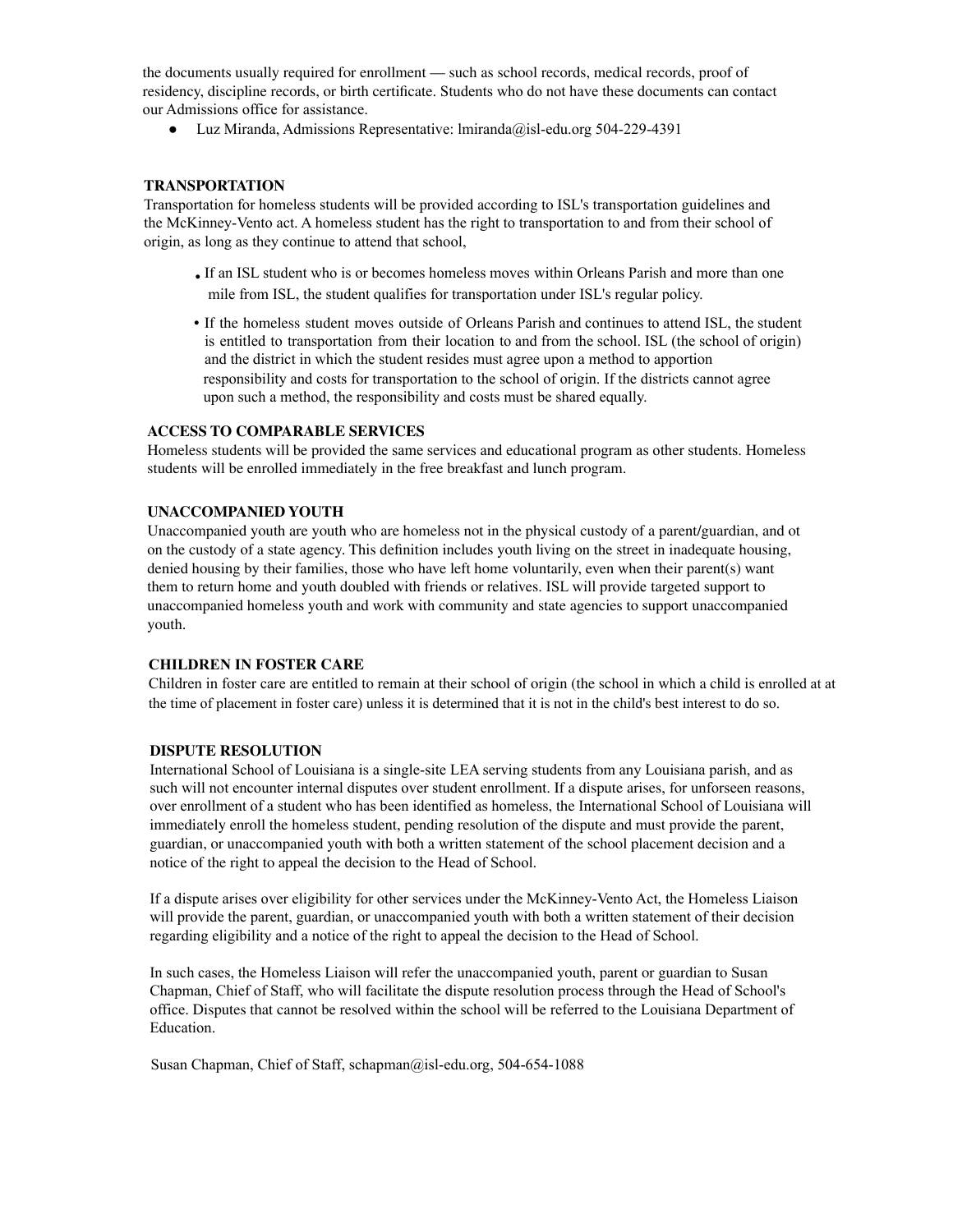the documents usually required for enrollment — such as school records, medical records, proof of residency, discipline records, or birth certificate. Students who do not have these documents can contact our Admissions office for assistance.

- Luz Miranda, Admissions Representative: lmiranda@isl-edu.org 504-229-4391

**TRANSPORTATION**

Transportation for homeless students will be provided according to ISL's transportation guidelines and the McKinney-Vento act. A homeless student has the right to transportation to and from their school of origin, as long as they continue to attend that school,

- If an ISL student who is or becomes homeless moves within Orleans Parish and more than one mile from ISL, the student qualifies for transportation under ISL's regular policy.
- If the homeless student moves outside of Orleans Parish and continues to attend ISL, the student is entitled to transportation from their location to and from the school. ISL (the school of origin) and the district in which the student resides must agree upon a method to apportion responsibility and costs for transportation to the school of origin. If the districts cannot agree upon such a method, the responsibility and costs must be shared equally.

**ACCESS TO COMPARABLE SERVICES**

Homeless students will be provided the same services and educational program as other students. Homeless students will be enrolled immediately in the free breakfast and lunch program.

**UNACCOMPANIED YOUTH**

Unaccompanied youth are youth who are homeless not in the physical custody of a parent/guardian, and ot on the custody of a state agency. This definition includes youth living on the street in inadequate housing, denied housing by their families, those who have left home voluntarily, even when their parent(s) want them to return home and youth doubled with friends or relatives. ISL will provide targeted support to unaccompanied homeless youth and work with community and state agencies to support unaccompanied youth.

**CHILDREN IN FOSTER CARE**

Children in foster care are entitled to remain at their school of origin (the school in which a child is enrolled at at the time of placement in foster care) unless it is determined that it is not in the child's best interest to do so.

**DISPUTE RESOLUTION**

International School of Louisiana is a single-site LEA serving students from any Louisiana parish, and as such will not encounter internal disputes over student enrollment. If a dispute arises, for unforseen reasons, over enrollment of a student who has been identified as homeless, the International School of Louisiana will immediately enroll the homeless student, pending resolution of the dispute and must provide the parent, guardian, or unaccompanied youth with both a written statement of the school placement decision and a notice of the right to appeal the decision to the Head of School.

If a dispute arises over eligibility for other services under the McKinney-Vento Act, the Homeless Liaison will provide the parent, guardian, or unaccompanied youth with both a written statement of their decision regarding eligibility and a notice of the right to appeal the decision to the Head of School.

In such cases, the Homeless Liaison will refer the unaccompanied youth, parent or guardian to Susan Chapman, Chief of Staff, who will facilitate the dispute resolution process through the Head of School's office. Disputes that cannot be resolved within the school will be referred to the Louisiana Department of Education.

Susan Chapman, Chief of Staff, schapman@isl-edu.org, 504-654-1088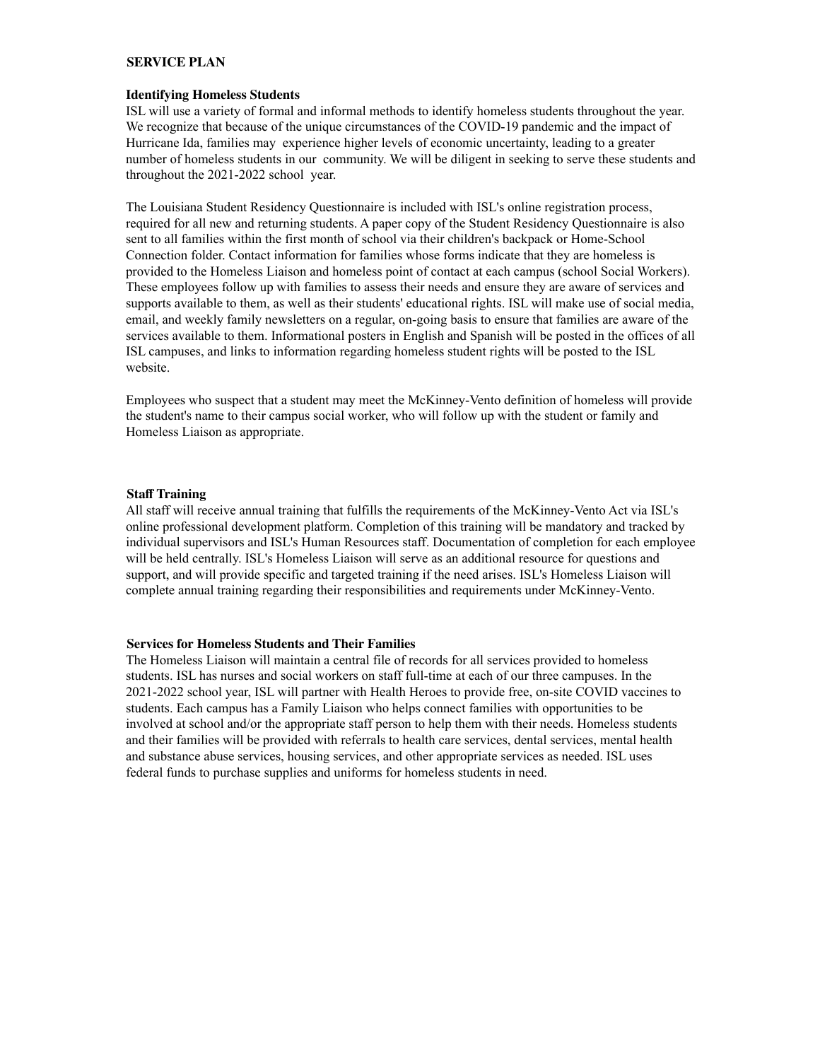## SERVICE PLAN

### Identifying Homeless Students

ISL will use a variety of formal and informal methods to identify homeless students throughout the year. We recognize that because of the unique circumstances of the COVID-19 pandemic and the impact of Hurricane Ida, families may experience higher levels of economic uncertainty, leading to a greater number of homeless students in our community. We will be diligent in seeking to serve these students and throughout the 2021-2022 school year.

The Louisiana Student Residency Questionnaire is included with ISL's online registration process, required for all new and returning students. A paper copy of the Student Residency Questionnaire is also sent to all families within the first month of school via their children's backpack or Home-School Connection folder. Contact information for families whose forms indicate that they are homeless is provided to the Homeless Liaison and homeless point of contact at each campus (school Social Workers). These employees follow up with families to assess their needs and ensure they are aware of services and supports available to them, as well as their students' educational rights. ISL will make use of social media, email, and weekly family newsletters on a regular, on-going basis to ensure that families are aware of the services available to them. Informational posters in English and Spanish will be posted in the offices of all ISL campuses, and links to information regarding homeless student rights will be posted to the ISL website.

Employees who suspect that a student may meet the McKinney-Vento definition of homeless will provide the student's name to their campus social worker, who will follow up with the student or family and Homeless Liaison as appropriate.

### Staff Training

All staff will receive annual training that fulfills the requirements of the McKinney-Vento Act via ISL's online professional development platform. Completion of this training will be mandatory and tracked by individual supervisors and ISL's Human Resources staff. Documentation of completion for each employee will be held centrally. ISL's Homeless Liaison will serve as an additional resource for questions and support, and will provide specific and targeted training if the need arises. ISL's Homeless Liaison will complete annual training regarding their responsibilities and requirements under McKinney-Vento.

### Services for Homeless Students and Their Families

The Homeless Liaison will maintain a central file of records for all services provided to homeless students. ISL has nurses and social workers on staff full-time at each of our three campuses. In the 2021-2022 school year, ISL will partner with Health Heroes to provide free, on-site COVID vaccines to students. Each campus has a Family Liaison who helps connect families with opportunities to be involved at school and/or the appropriate staff person to help them with their needs. Homeless students and their families will be provided with referrals to health care services, dental services, mental health and substance abuse services, housing services, and other appropriate services as needed. ISL uses federal funds to purchase supplies and uniforms for homeless students in need.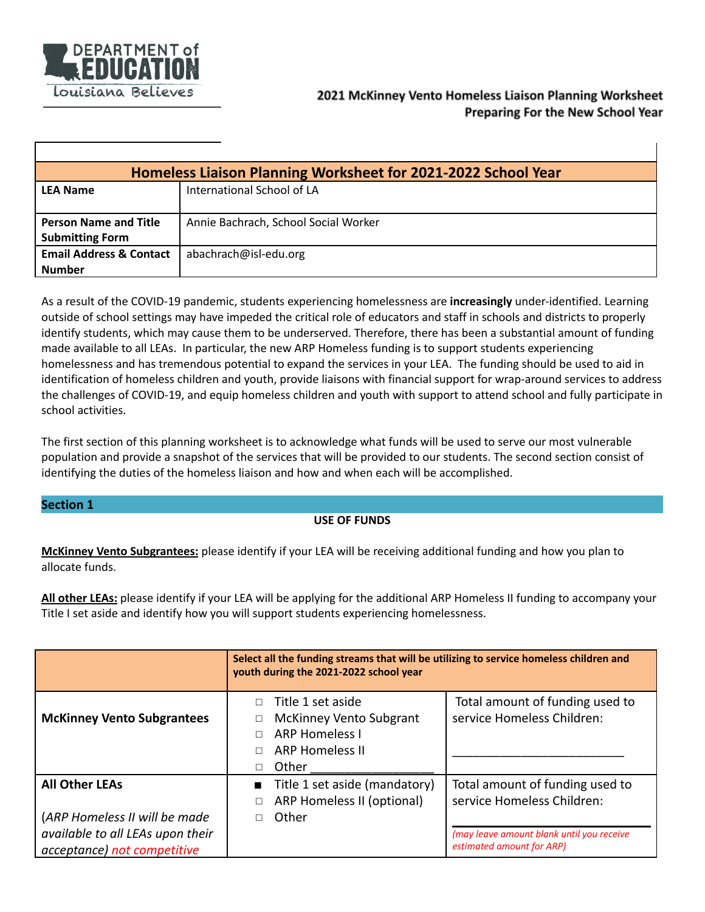DEPARTMENT of EDUCATION
Louisiana Believes

**2021 McKinney Vento Homeless Liaison Planning Worksheet**
**Preparing For the New School Year**

| **Homeless Liaison Planning Worksheet for 2021-2022 School Year** | |
|---|---|
| **LEA Name** | International School of LA |
| **Person Name and Title Submitting Form** | Annie Bachrach, School Social Worker |
| **Email Address & Contact Number** | abachrach@isl-edu.org |

As a result of the COVID-19 pandemic, students experiencing homelessness are **increasingly** under-identified. Learning outside of school settings may have impeded the critical role of educators and staff in schools and districts to properly identify students, which may cause them to be underserved. Therefore, there has been a substantial amount of funding made available to all LEAs. In particular, the new ARP Homeless funding is to support students experiencing homelessness and has tremendous potential to expand the services in your LEA. The funding should be used to aid in identification of homeless children and youth, provide liaisons with financial support for wrap-around services to address the challenges of COVID-19, and equip homeless children and youth with support to attend school and fully participate in school activities.

The first section of this planning worksheet is to acknowledge what funds will be used to serve our most vulnerable population and provide a snapshot of the services that will be provided to our students. The second section consist of identifying the duties of the homeless liaison and how and when each will be accomplished.

## Section 1

**USE OF FUNDS**

**McKinney Vento Subgrantees:** please identify if your LEA will be receiving additional funding and how you plan to allocate funds.

**All other LEAs:** please identify if your LEA will be applying for the additional ARP Homeless II funding to accompany your Title I set aside and identify how you will support students experiencing homelessness.

| | **Select all the funding streams that will be utilizing to service homeless children and youth during the 2021-2022 school year** | |
|---|---|---|
| **McKinney Vento Subgrantees** | ☐ Title 1 set aside<br>☐ McKinney Vento Subgrant<br>☐ ARP Homeless I<br>☐ ARP Homeless II<br>☐ Other ______________ | Total amount of funding used to service Homeless Children:<br><br>______________________ |
| **All Other LEAs**<br><br>(*ARP Homeless II will be made available to all LEAs upon their acceptance*) *not competitive* | ■ Title 1 set aside (mandatory)<br>☐ ARP Homeless II (optional)<br>☐ Other | Total amount of funding used to service Homeless Children:<br><br>______________________<br>*(may leave amount blank until you receive estimated amount for ARP)* |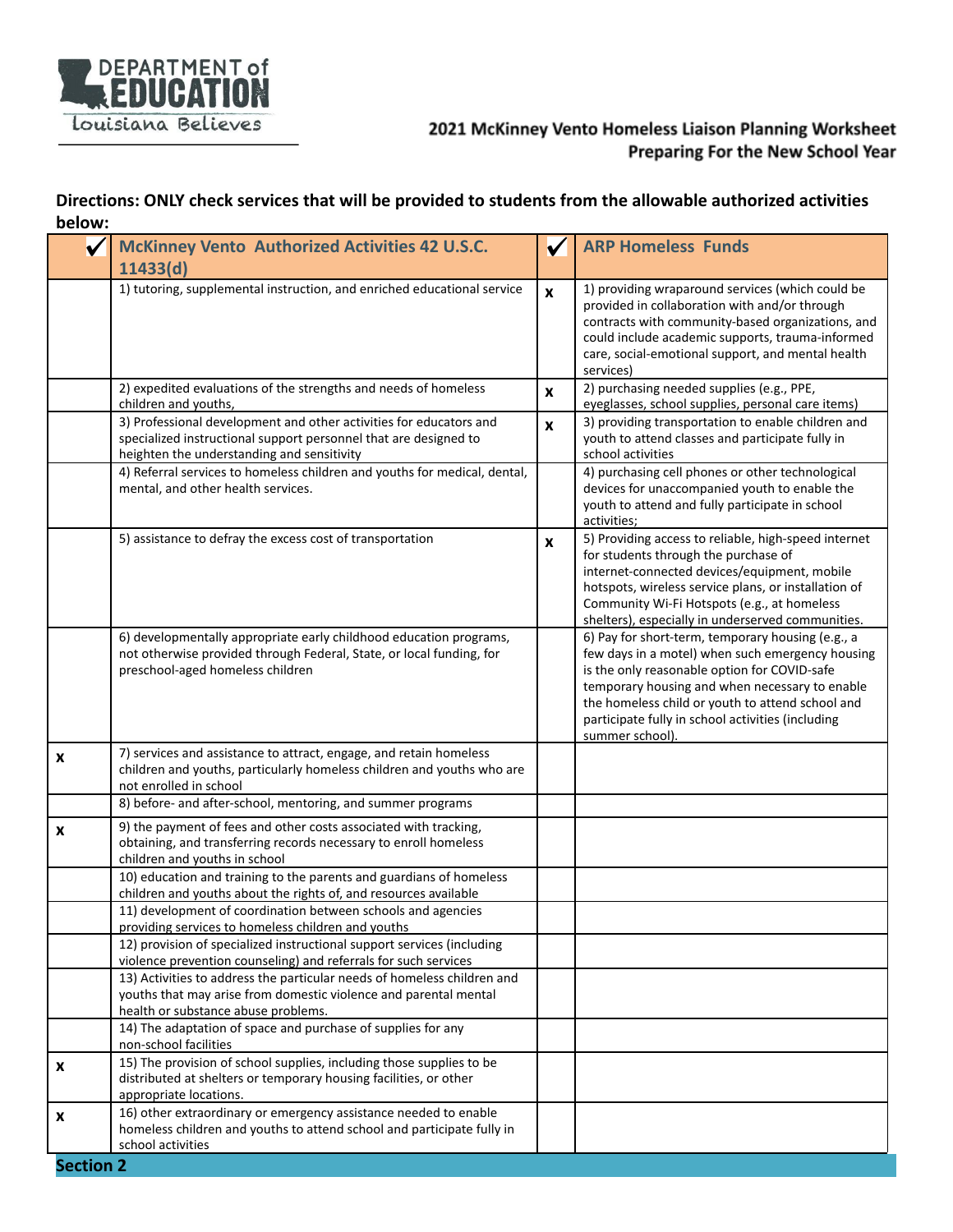2021 McKinney Vento Homeless Liaison Planning Worksheet
Preparing For the New School Year

**Directions: ONLY check services that will be provided to students from the allowable authorized activities below:**

| ✔ | McKinney Vento Authorized Activities 42 U.S.C. 11433(d) | ✔ | ARP Homeless Funds |
|---|---|---|---|
| | 1) tutoring, supplemental instruction, and enriched educational service | x | 1) providing wraparound services (which could be provided in collaboration with and/or through contracts with community-based organizations, and could include academic supports, trauma-informed care, social-emotional support, and mental health services) |
| | 2) expedited evaluations of the strengths and needs of homeless children and youths, | x | 2) purchasing needed supplies (e.g., PPE, eyeglasses, school supplies, personal care items) |
| | 3) Professional development and other activities for educators and specialized instructional support personnel that are designed to heighten the understanding and sensitivity | x | 3) providing transportation to enable children and youth to attend classes and participate fully in school activities |
| | 4) Referral services to homeless children and youths for medical, dental, mental, and other health services. | | 4) purchasing cell phones or other technological devices for unaccompanied youth to enable the youth to attend and fully participate in school activities; |
| | 5) assistance to defray the excess cost of transportation | x | 5) Providing access to reliable, high-speed internet for students through the purchase of internet-connected devices/equipment, mobile hotspots, wireless service plans, or installation of Community Wi-Fi Hotspots (e.g., at homeless shelters), especially in underserved communities. |
| | 6) developmentally appropriate early childhood education programs, not otherwise provided through Federal, State, or local funding, for preschool-aged homeless children | | 6) Pay for short-term, temporary housing (e.g., a few days in a motel) when such emergency housing is the only reasonable option for COVID-safe temporary housing and when necessary to enable the homeless child or youth to attend school and participate fully in school activities (including summer school). |
| x | 7) services and assistance to attract, engage, and retain homeless children and youths, particularly homeless children and youths who are not enrolled in school | | |
| | 8) before- and after-school, mentoring, and summer programs | | |
| x | 9) the payment of fees and other costs associated with tracking, obtaining, and transferring records necessary to enroll homeless children and youths in school | | |
| | 10) education and training to the parents and guardians of homeless children and youths about the rights of, and resources available | | |
| | 11) development of coordination between schools and agencies providing services to homeless children and youths | | |
| | 12) provision of specialized instructional support services (including violence prevention counseling) and referrals for such services | | |
| | 13) Activities to address the particular needs of homeless children and youths that may arise from domestic violence and parental mental health or substance abuse problems. | | |
| | 14) The adaptation of space and purchase of supplies for any non-school facilities | | |
| x | 15) The provision of school supplies, including those supplies to be distributed at shelters or temporary housing facilities, or other appropriate locations. | | |
| x | 16) other extraordinary or emergency assistance needed to enable homeless children and youths to attend school and participate fully in school activities | | |

## Section 2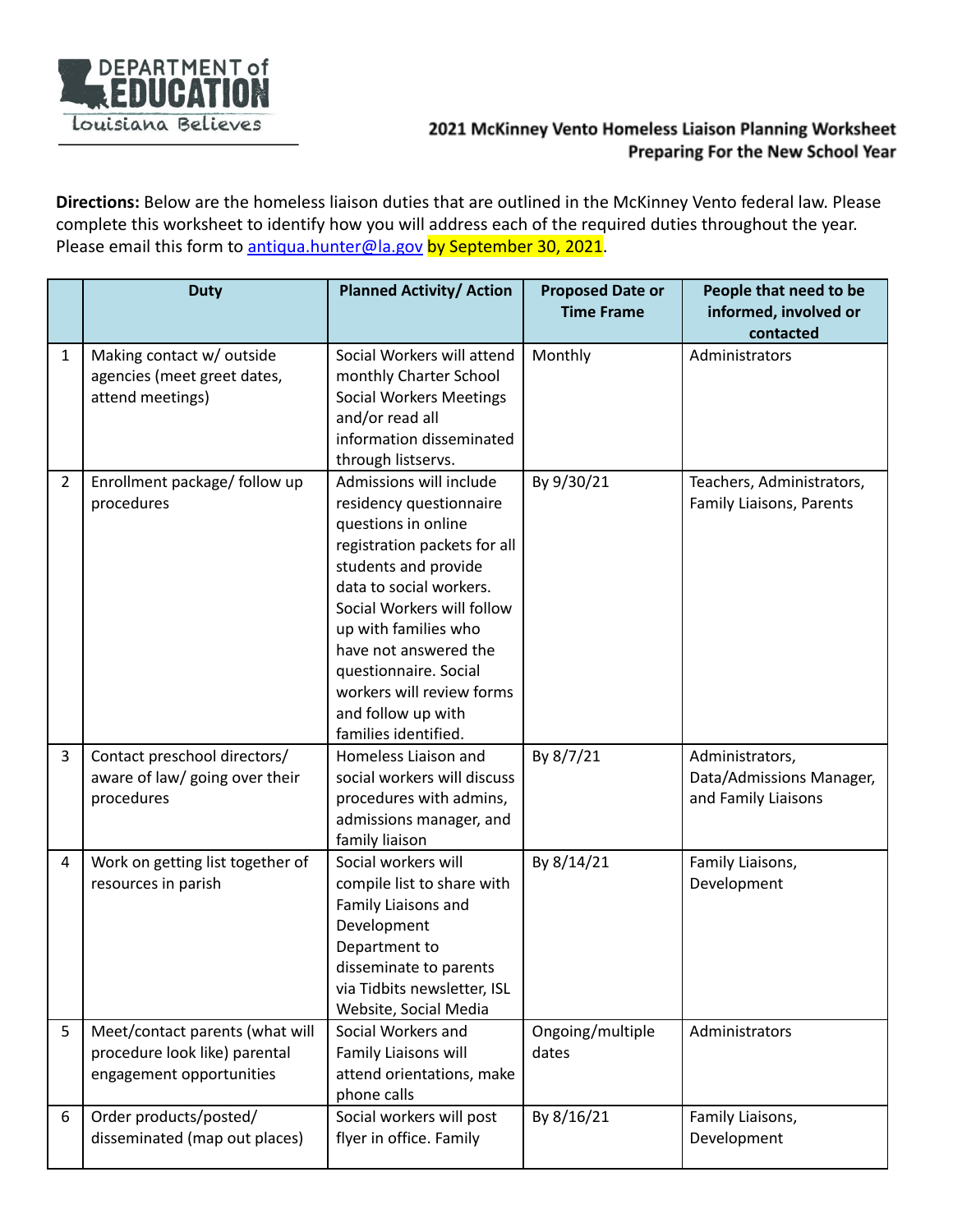DEPARTMENT of EDUCATION
Louisiana Believes

**2021 McKinney Vento Homeless Liaison Planning Worksheet**
**Preparing For the New School Year**

**Directions:** Below are the homeless liaison duties that are outlined in the McKinney Vento federal law. Please complete this worksheet to identify how you will address each of the required duties throughout the year. Please email this form to antiqua.hunter@la.gov by September 30, 2021.

| | Duty | Planned Activity/ Action | Proposed Date or Time Frame | People that need to be informed, involved or contacted |
|---|---|---|---|---|
| 1 | Making contact w/ outside agencies (meet greet dates, attend meetings) | Social Workers will attend monthly Charter School Social Workers Meetings and/or read all information disseminated through listservs. | Monthly | Administrators |
| 2 | Enrollment package/ follow up procedures | Admissions will include residency questionnaire questions in online registration packets for all students and provide data to social workers. Social Workers will follow up with families who have not answered the questionnaire. Social workers will review forms and follow up with families identified. | By 9/30/21 | Teachers, Administrators, Family Liaisons, Parents |
| 3 | Contact preschool directors/ aware of law/ going over their procedures | Homeless Liaison and social workers will discuss procedures with admins, admissions manager, and family liaison | By 8/7/21 | Administrators, Data/Admissions Manager, and Family Liaisons |
| 4 | Work on getting list together of resources in parish | Social workers will compile list to share with Family Liaisons and Development Department to disseminate to parents via Tidbits newsletter, ISL Website, Social Media | By 8/14/21 | Family Liaisons, Development |
| 5 | Meet/contact parents (what will procedure look like) parental engagement opportunities | Social Workers and Family Liaisons will attend orientations, make phone calls | Ongoing/multiple dates | Administrators |
| 6 | Order products/posted/ disseminated (map out places) | Social workers will post flyer in office. Family | By 8/16/21 | Family Liaisons, Development |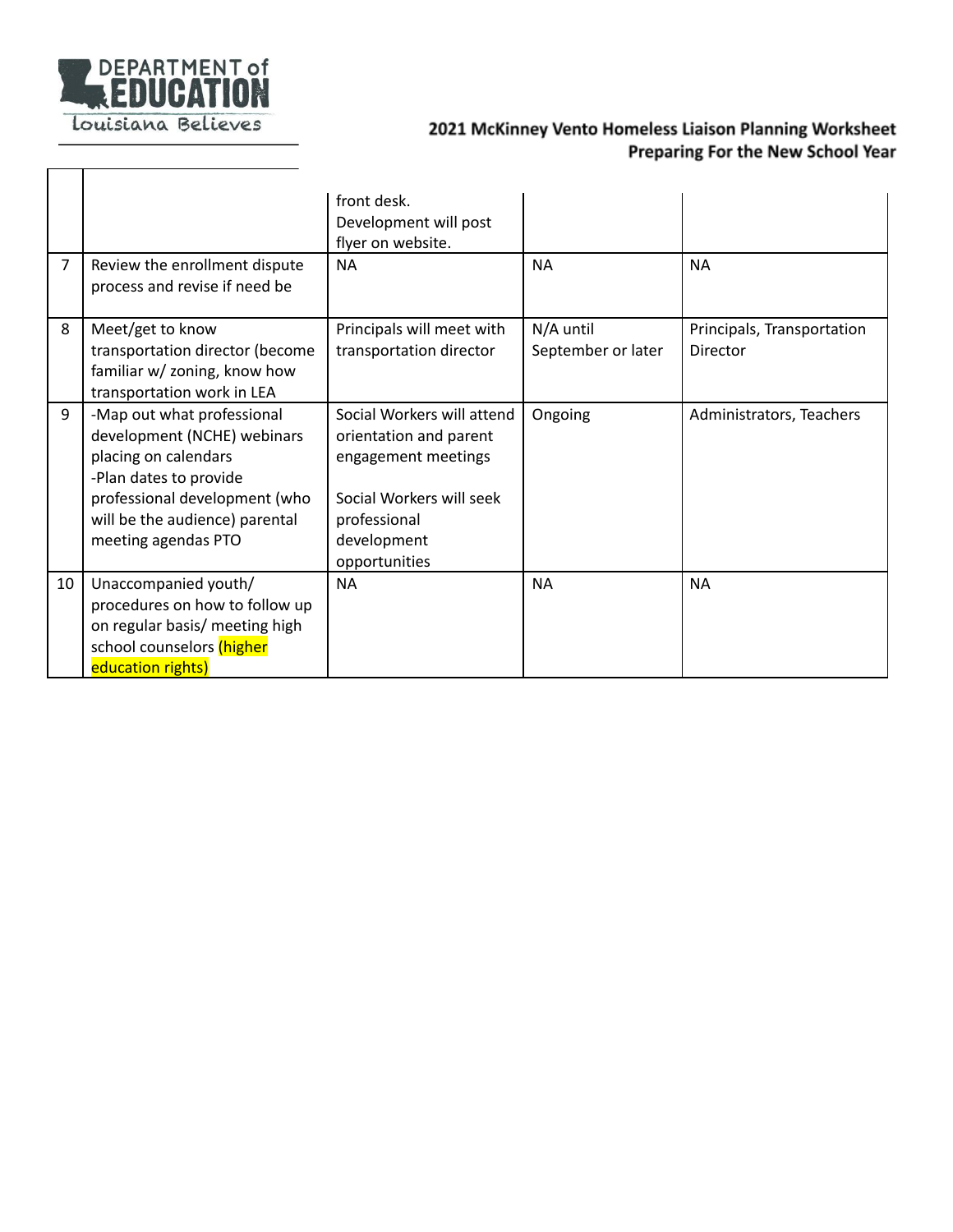| | | | | |
|---|---|---|---|---|
| | | front desk.<br>Development will post flyer on website. | | |
| 7 | Review the enrollment dispute process and revise if need be | NA | NA | NA |
| 8 | Meet/get to know transportation director (become familiar w/ zoning, know how transportation work in LEA | Principals will meet with transportation director | N/A until September or later | Principals, Transportation Director |
| 9 | -Map out what professional development (NCHE) webinars placing on calendars<br>-Plan dates to provide professional development (who will be the audience) parental meeting agendas PTO | Social Workers will attend orientation and parent engagement meetings<br><br>Social Workers will seek professional development opportunities | Ongoing | Administrators, Teachers |
| 10 | Unaccompanied youth/ procedures on how to follow up on regular basis/ meeting high school counselors (higher education rights) | NA | NA | NA |